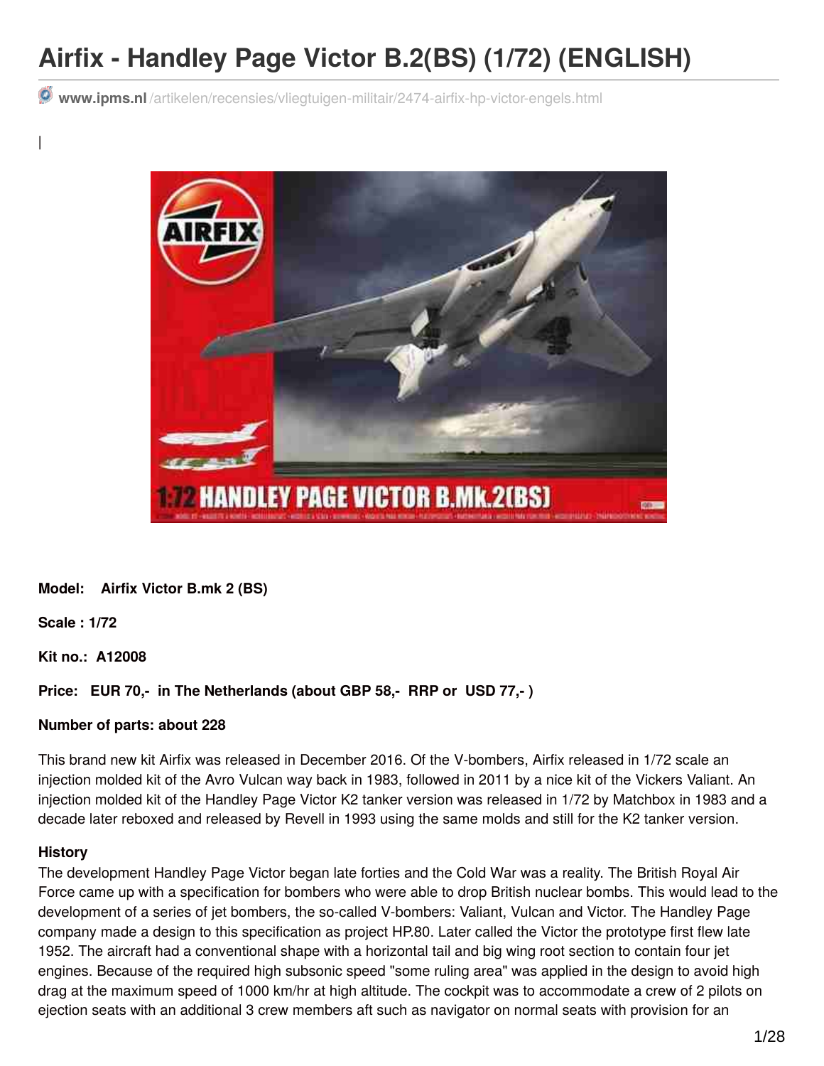# Airfix - Handley Page Victor B.2(BS) (1/72) (ENGLISH)

**www.ipms.nl**/artikelen/recensies/vliegtuigen-militair/2474-airfix-hp-victor-engels.html

|

**Model: Airfix Victor B.mk 2 (BS)**

**Scale : 1/72**

**Kit no.: A12008**

**Price: EUR 70,- in The Netherlands (about GBP 58,- RRP or USD 77,- )**

**Number of parts: about 228**

This brand new kit Airfix was released in December 2016. Of the V-bombers, Airfix released in 1/72 scale an injection molded kit of the Avro Vulcan way back in 1983, followed in 2011 by a nice kit of the Vickers Valiant. An injection molded kit of the Handley Page Victor K2 tanker version was released in 1/72 by Matchbox in 1983 and a decade later reboxed and released by Revell in 1993 using the same molds and still for the K2 tanker version.

**History**

The development Handley Page Victor began late forties and the Cold War was a reality. The British Royal Air Force came up with a specification for bombers who were able to drop British nuclear bombs. This would lead to the development of a series of jet bombers, the so-called V-bombers: Valiant, Vulcan and Victor. The Handley Page company made a design to this specification as project HP.80. Later called the Victor the prototype first flew late 1952. The aircraft had a conventional shape with a horizontal tail and big wing root section to contain four jet engines. Because of the required high subsonic speed "some ruling area" was applied in the design to avoid high drag at the maximum speed of 1000 km/hr at high altitude. The cockpit was to accommodate a crew of 2 pilots on ejection seats with an additional 3 crew members aft such as navigator on normal seats with provision for an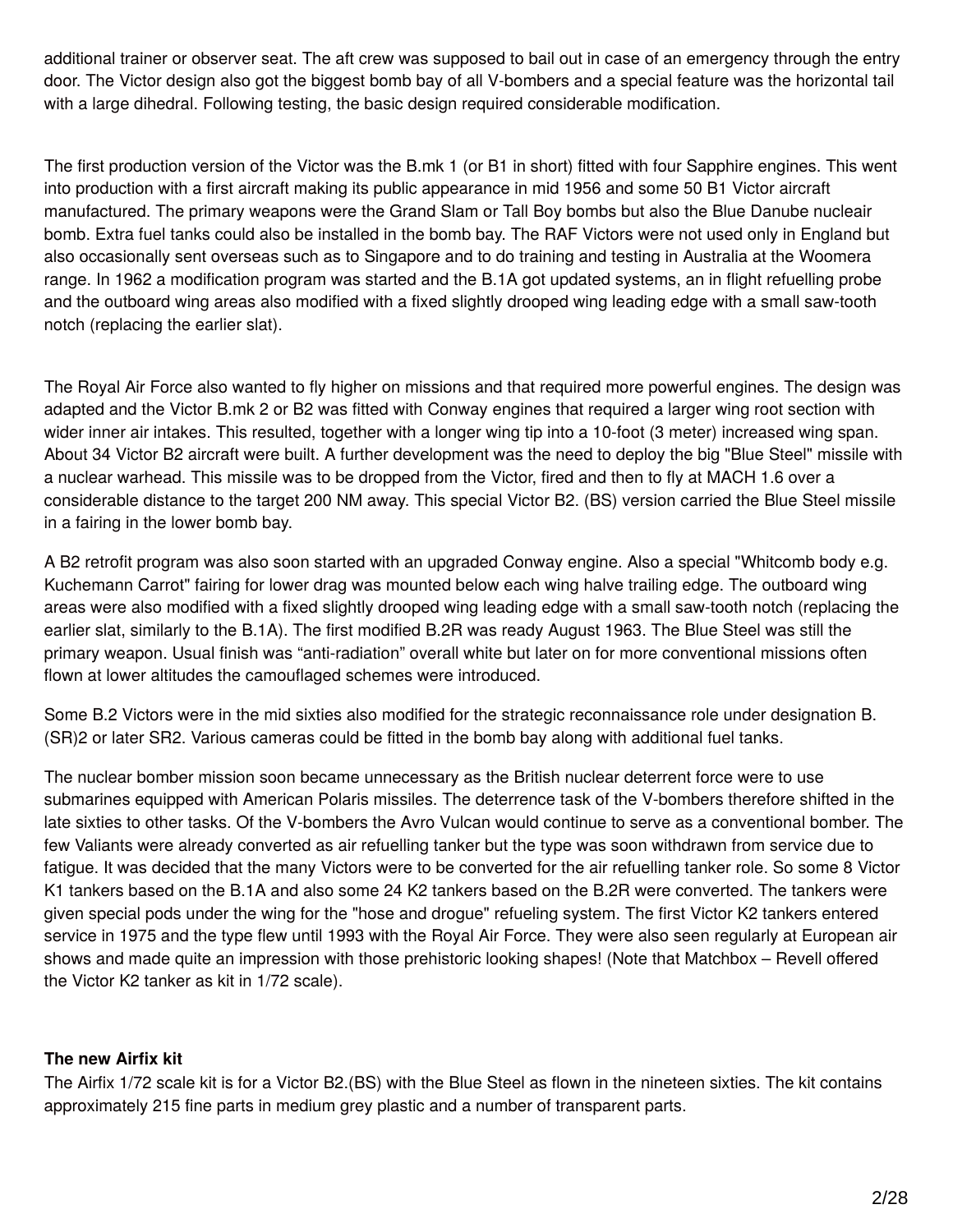additional trainer or observer seat. The aft crew was supposed to bail out in case of an emergency through the entry door. The Victor design also got the biggest bomb bay of all V-bombers and a special feature was the horizontal tail with a large dihedral. Following testing, the basic design required considerable modification.

The first production version of the Victor was the B.mk 1 (or B1 in short) fitted with four Sapphire engines. This went into production with a first aircraft making its public appearance in mid 1956 and some 50 B1 Victor aircraft manufactured. The primary weapons were the Grand Slam or Tall Boy bombs but also the Blue Danube nucleair bomb. Extra fuel tanks could also be installed in the bomb bay. The RAF Victors were not used only in England but also occasionally sent overseas such as to Singapore and to do training and testing in Australia at the Woomera range. In 1962 a modification program was started and the B.1A got updated systems, an in flight refuelling probe and the outboard wing areas also modified with a fixed slightly drooped wing leading edge with a small saw-tooth notch (replacing the earlier slat).

The Royal Air Force also wanted to fly higher on missions and that required more powerful engines. The design was adapted and the Victor B.mk 2 or B2 was fitted with Conway engines that required a larger wing root section with wider inner air intakes. This resulted, together with a longer wing tip into a 10-foot (3 meter) increased wing span. About 34 Victor B2 aircraft were built. A further development was the need to deploy the big "Blue Steel" missile with a nuclear warhead. This missile was to be dropped from the Victor, fired and then to fly at MACH 1.6 over a considerable distance to the target 200 NM away. This special Victor B2. (BS) version carried the Blue Steel missile in a fairing in the lower bomb bay.

A B2 retrofit program was also soon started with an upgraded Conway engine. Also a special "Whitcomb body e.g. Kuchemann Carrot" fairing for lower drag was mounted below each wing halve trailing edge. The outboard wing areas were also modified with a fixed slightly drooped wing leading edge with a small saw-tooth notch (replacing the earlier slat, similarly to the B.1A). The first modified B.2R was ready August 1963. The Blue Steel was still the primary weapon. Usual finish was "anti-radiation" overall white but later on for more conventional missions often flown at lower altitudes the camouflaged schemes were introduced.

Some B.2 Victors were in the mid sixties also modified for the strategic reconnaissance role under designation B.(SR)2 or later SR2. Various cameras could be fitted in the bomb bay along with additional fuel tanks.

The nuclear bomber mission soon became unnecessary as the British nuclear deterrent force were to use submarines equipped with American Polaris missiles. The deterrence task of the V-bombers therefore shifted in the late sixties to other tasks. Of the V-bombers the Avro Vulcan would continue to serve as a conventional bomber. The few Valiants were already converted as air refuelling tanker but the type was soon withdrawn from service due to fatigue. It was decided that the many Victors were to be converted for the air refuelling tanker role. So some 8 Victor K1 tankers based on the B.1A and also some 24 K2 tankers based on the B.2R were converted. The tankers were given special pods under the wing for the "hose and drogue" refueling system. The first Victor K2 tankers entered service in 1975 and the type flew until 1993 with the Royal Air Force. They were also seen regularly at European air shows and made quite an impression with those prehistoric looking shapes! (Note that Matchbox – Revell offered the Victor K2 tanker as kit in 1/72 scale).

**The new Airfix kit**

The Airfix 1/72 scale kit is for a Victor B2.(BS) with the Blue Steel as flown in the nineteen sixties. The kit contains approximately 215 fine parts in medium grey plastic and a number of transparent parts.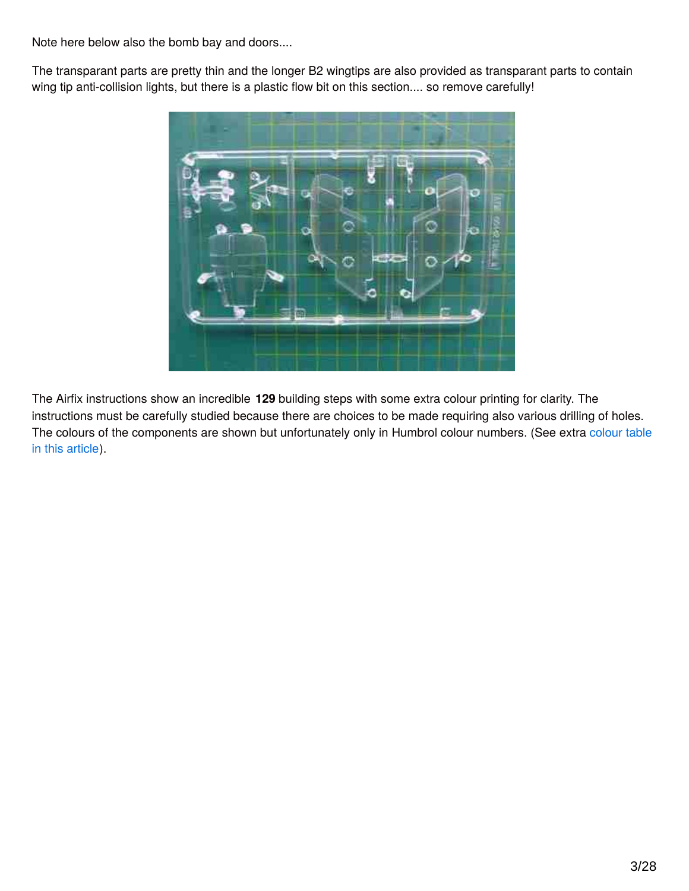Note here below also the bomb bay and doors....

The transparant parts are pretty thin and the longer B2 wingtips are also provided as transparant parts to contain wing tip anti-collision lights, but there is a plastic flow bit on this section.... so remove carefully!

The Airfix instructions show an incredible **129** building steps with some extra colour printing for clarity. The instructions must be carefully studied because there are choices to be made requiring also various drilling of holes. The colours of the components are shown but unfortunately only in Humbrol colour numbers. (See extra colour table in this article).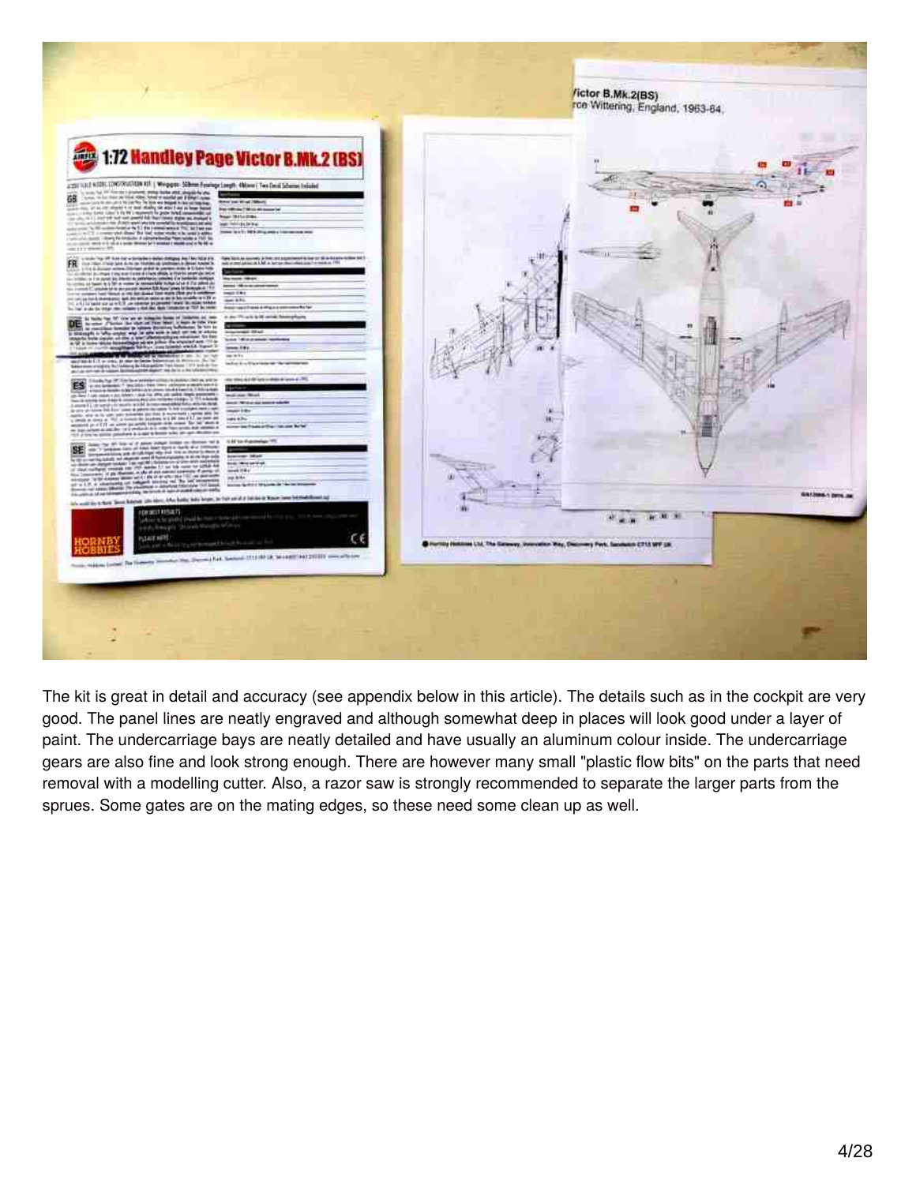The kit is great in detail and accuracy (see appendix below in this article). The details such as in the cockpit are very good. The panel lines are neatly engraved and although somewhat deep in places will look good under a layer of paint. The undercarriage bays are neatly detailed and have usually an aluminum colour inside. The undercarriage gears are also fine and look strong enough. There are however many small "plastic flow bits" on the parts that need removal with a modelling cutter. Also, a razor saw is strongly recommended to separate the larger parts from the sprues. Some gates are on the mating edges, so these need some clean up as well.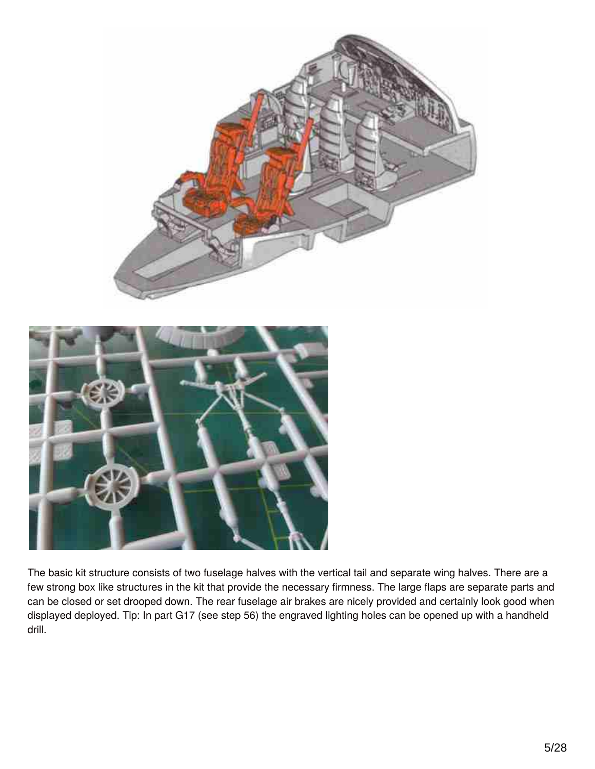The basic kit structure consists of two fuselage halves with the vertical tail and separate wing halves. There are a few strong box like structures in the kit that provide the necessary firmness. The large flaps are separate parts and can be closed or set drooped down. The rear fuselage air brakes are nicely provided and certainly look good when displayed deployed. Tip: In part G17 (see step 56) the engraved lighting holes can be opened up with a handheld drill.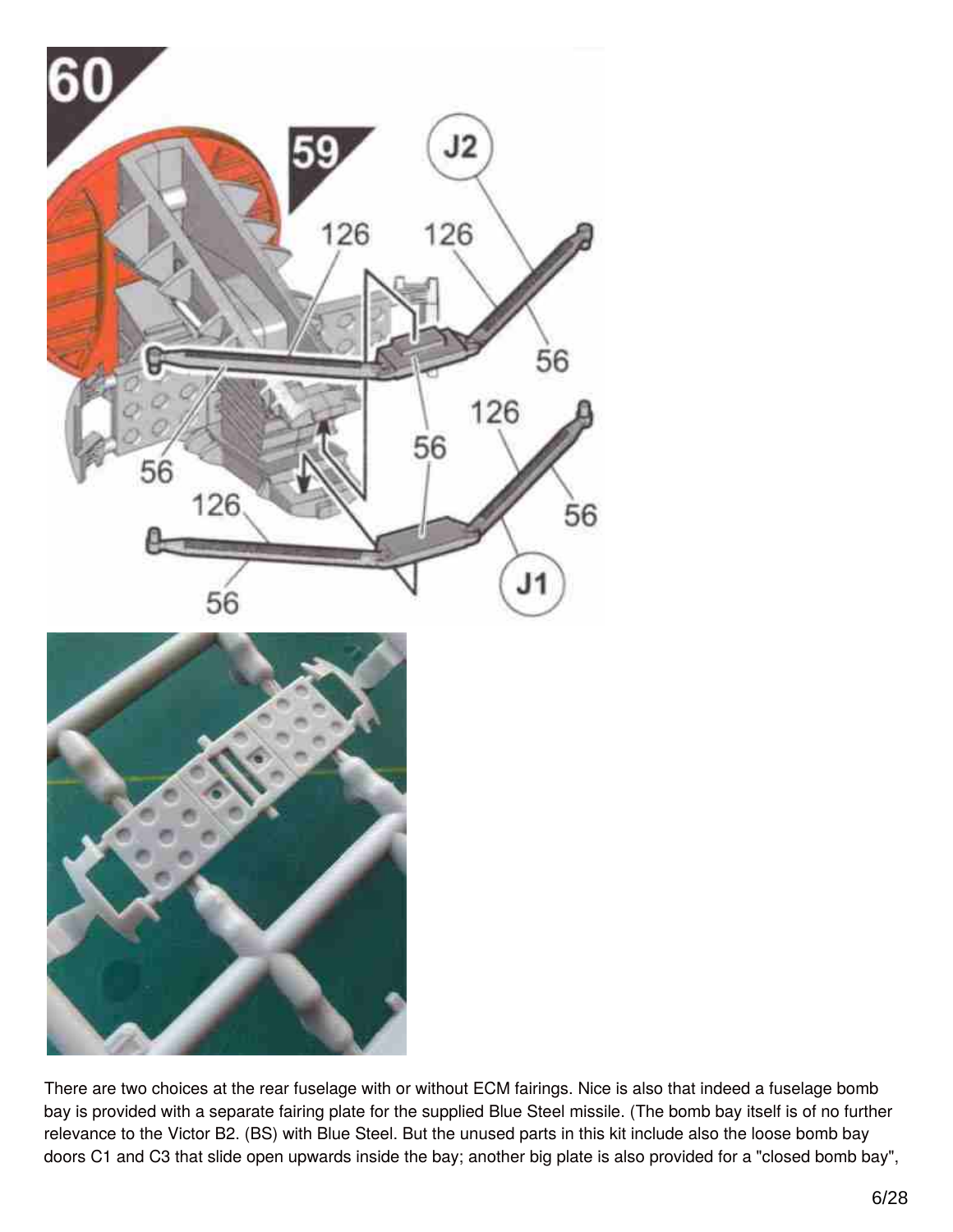There are two choices at the rear fuselage with or without ECM fairings. Nice is also that indeed a fuselage bomb bay is provided with a separate fairing plate for the supplied Blue Steel missile. (The bomb bay itself is of no further relevance to the Victor B2. (BS) with Blue Steel. But the unused parts in this kit include also the loose bomb bay doors C1 and C3 that slide open upwards inside the bay; another big plate is also provided for a "closed bomb bay",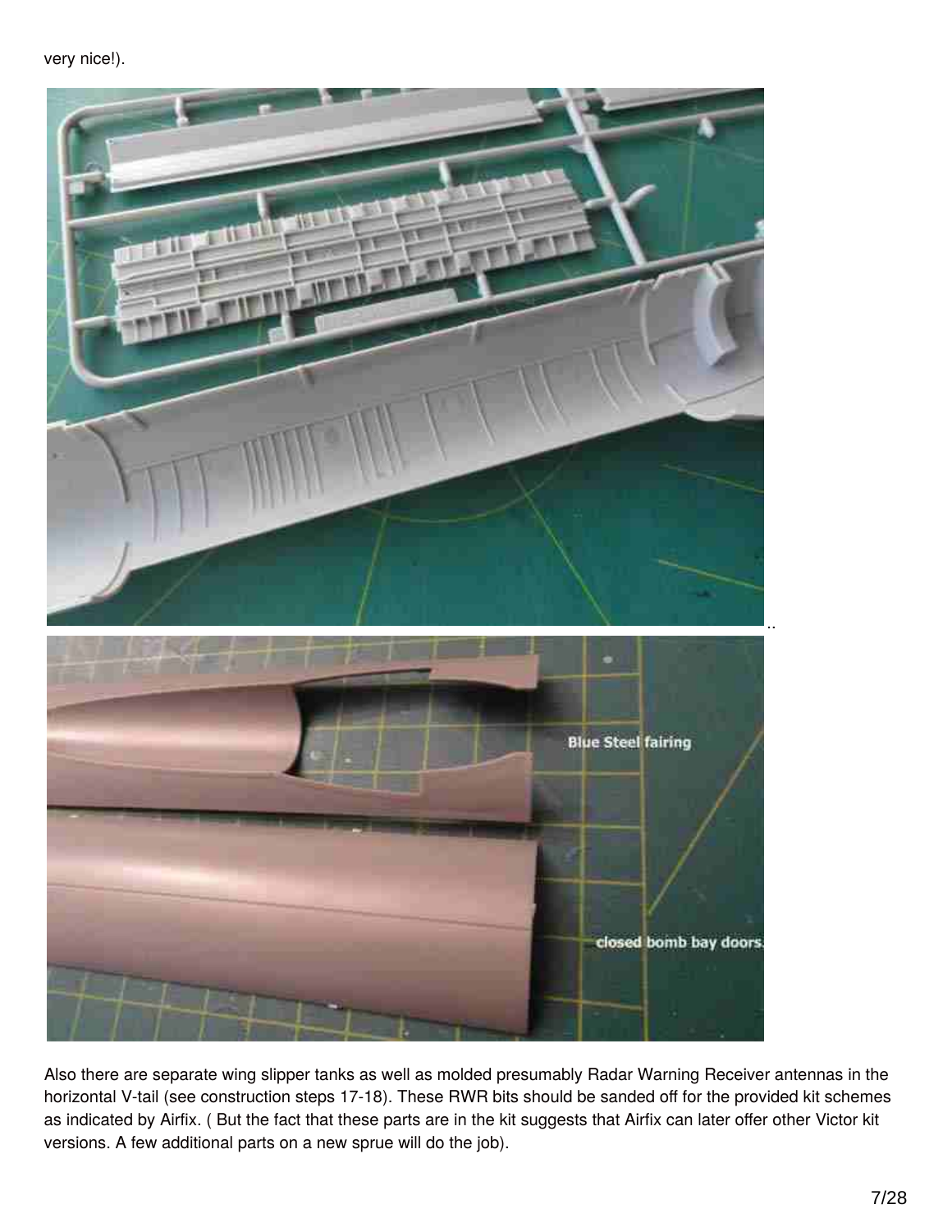very nice!).

..

Also there are separate wing slipper tanks as well as molded presumably Radar Warning Receiver antennas in the horizontal V-tail (see construction steps 17-18). These RWR bits should be sanded off for the provided kit schemes as indicated by Airfix. ( But the fact that these parts are in the kit suggests that Airfix can later offer other Victor kit versions. A few additional parts on a new sprue will do the job).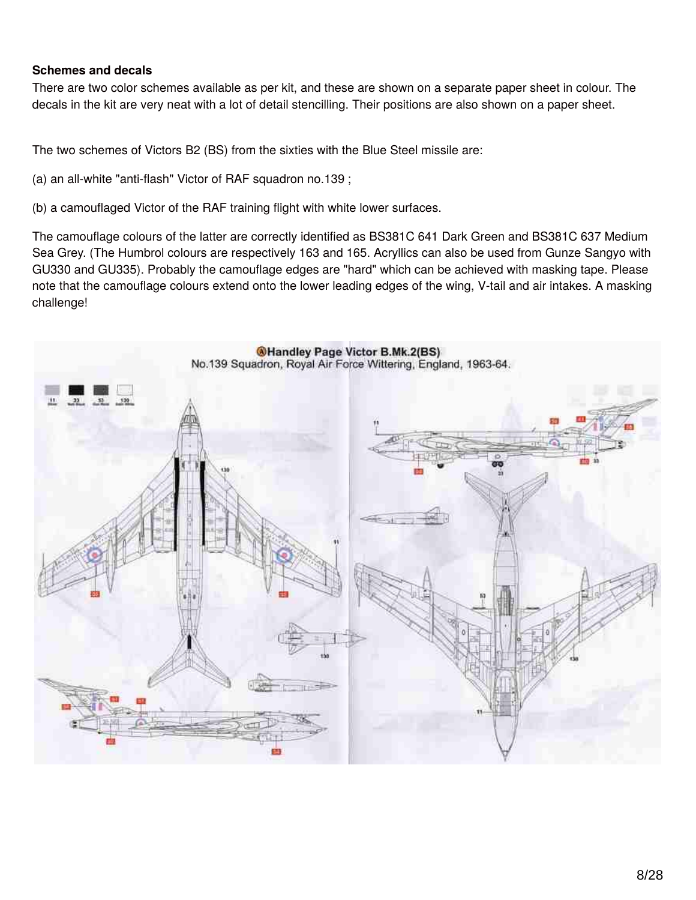**Schemes and decals**

There are two color schemes available as per kit, and these are shown on a separate paper sheet in colour. The decals in the kit are very neat with a lot of detail stencilling. Their positions are also shown on a paper sheet.

The two schemes of Victors B2 (BS) from the sixties with the Blue Steel missile are:

(a) an all-white "anti-flash" Victor of RAF squadron no.139 ;

(b) a camouflaged Victor of the RAF training flight with white lower surfaces.

The camouflage colours of the latter are correctly identified as BS381C 641 Dark Green and BS381C 637 Medium Sea Grey. (The Humbrol colours are respectively 163 and 165. Acryllics can also be used from Gunze Sangyo with GU330 and GU335). Probably the camouflage edges are "hard" which can be achieved with masking tape. Please note that the camouflage colours extend onto the lower leading edges of the wing, V-tail and air intakes. A masking challenge!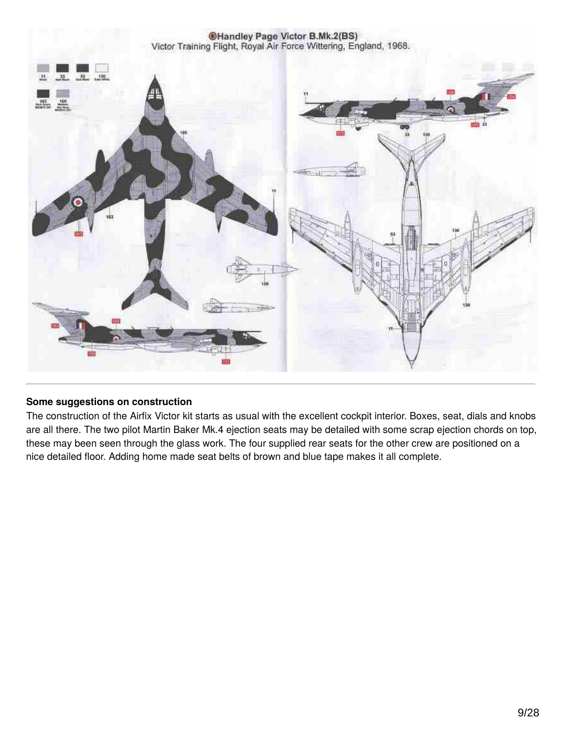**Handley Page Victor B.Mk.2(BS)**
Victor Training Flight, Royal Air Force Wittering, England, 1968.

**Some suggestions on construction**

The construction of the Airfix Victor kit starts as usual with the excellent cockpit interior. Boxes, seat, dials and knobs are all there. The two pilot Martin Baker Mk.4 ejection seats may be detailed with some scrap ejection chords on top, these may been seen through the glass work. The four supplied rear seats for the other crew are positioned on a nice detailed floor. Adding home made seat belts of brown and blue tape makes it all complete.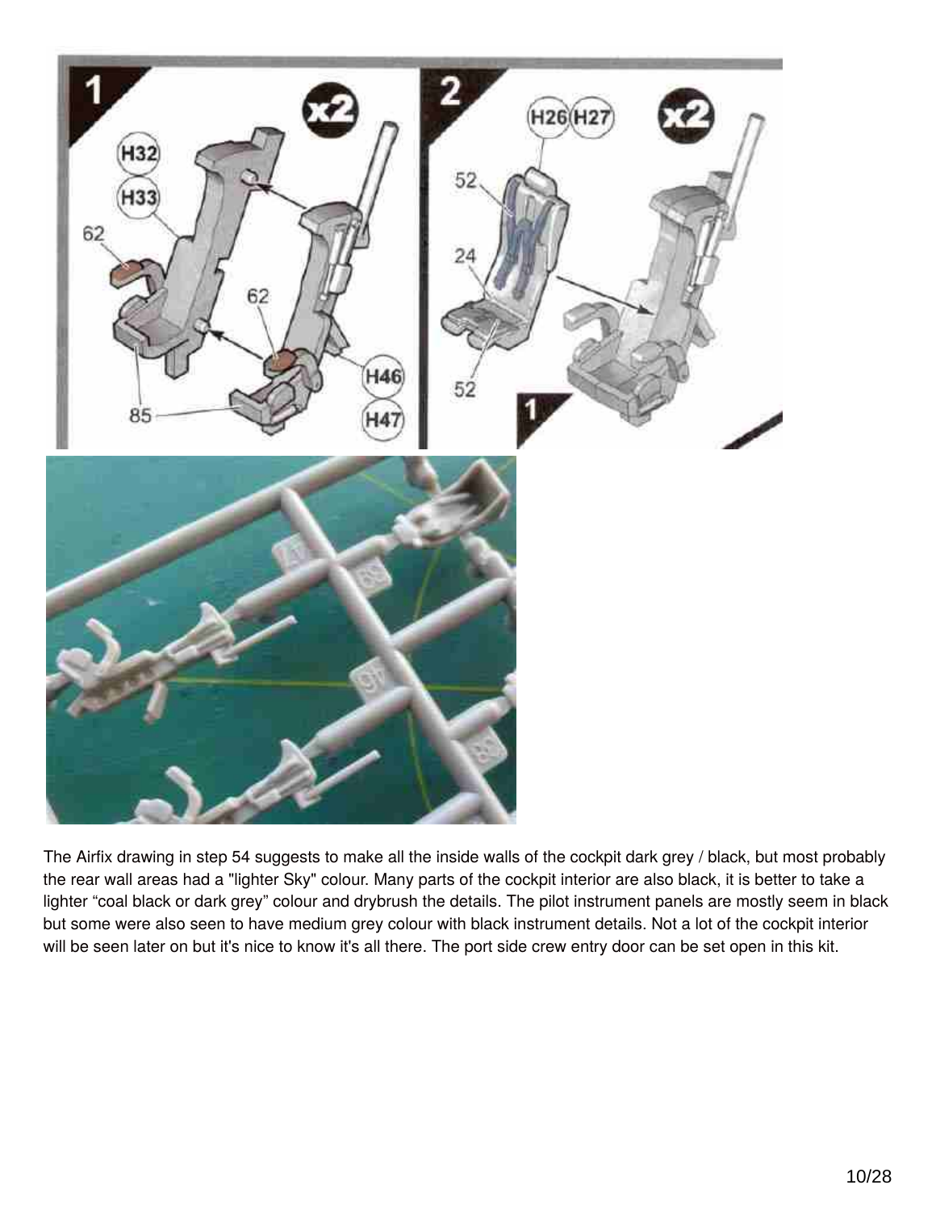The Airfix drawing in step 54 suggests to make all the inside walls of the cockpit dark grey / black, but most probably the rear wall areas had a "lighter Sky" colour. Many parts of the cockpit interior are also black, it is better to take a lighter “coal black or dark grey” colour and drybrush the details. The pilot instrument panels are mostly seem in black but some were also seen to have medium grey colour with black instrument details. Not a lot of the cockpit interior will be seen later on but it's nice to know it's all there. The port side crew entry door can be set open in this kit.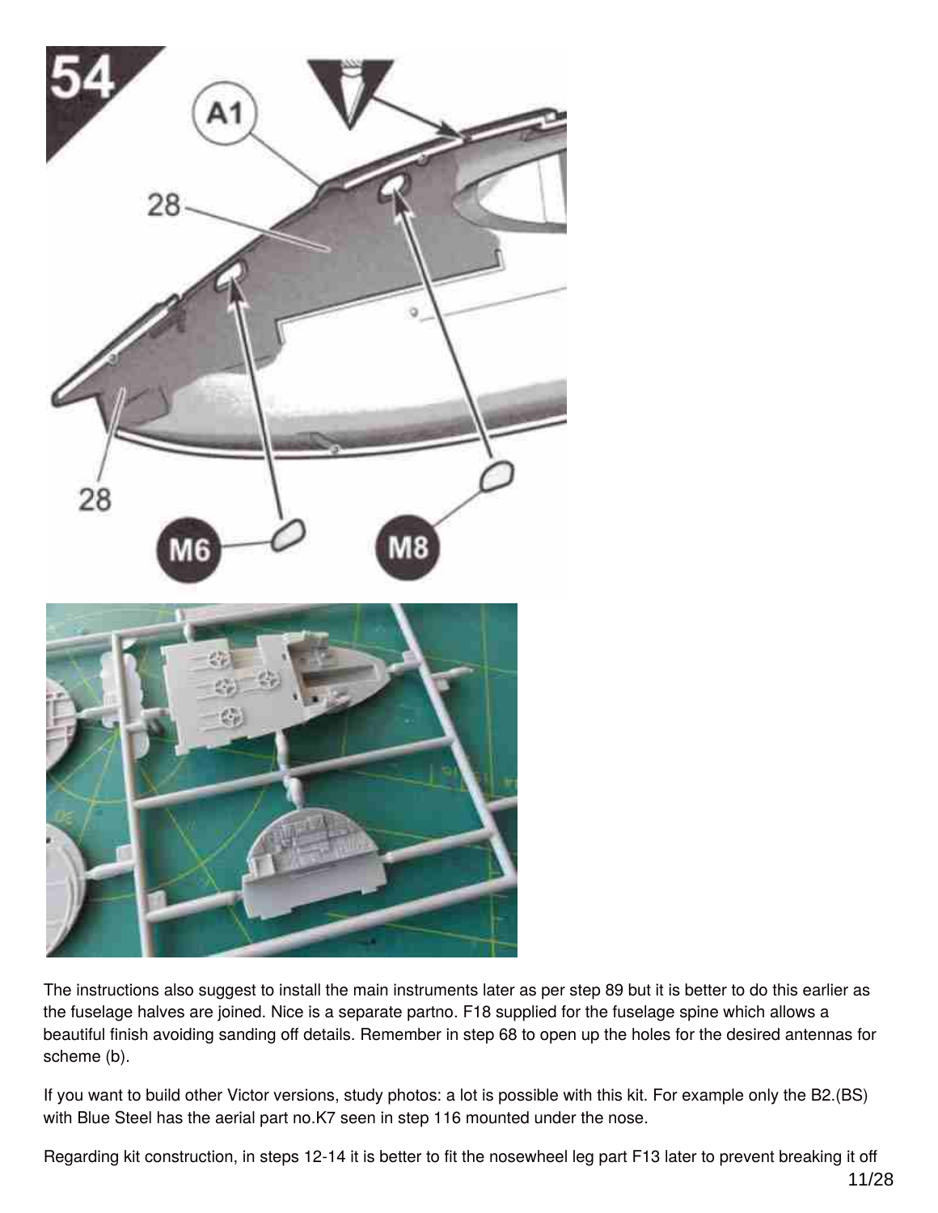The instructions also suggest to install the main instruments later as per step 89 but it is better to do this earlier as the fuselage halves are joined. Nice is a separate partno. F18 supplied for the fuselage spine which allows a beautiful finish avoiding sanding off details. Remember in step 68 to open up the holes for the desired antennas for scheme (b).

If you want to build other Victor versions, study photos: a lot is possible with this kit. For example only the B2.(BS) with Blue Steel has the aerial part no.K7 seen in step 116 mounted under the nose.

Regarding kit construction, in steps 12-14 it is better to fit the nosewheel leg part F13 later to prevent breaking it off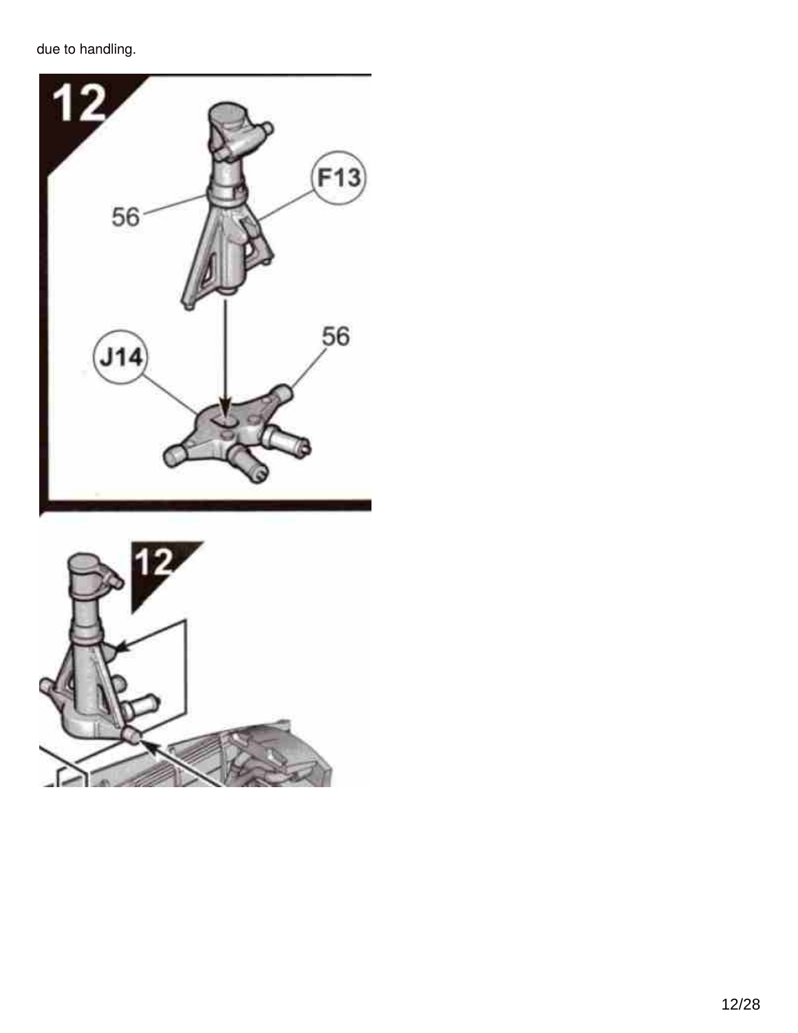due to handling.

12

56

F13

J14

56

12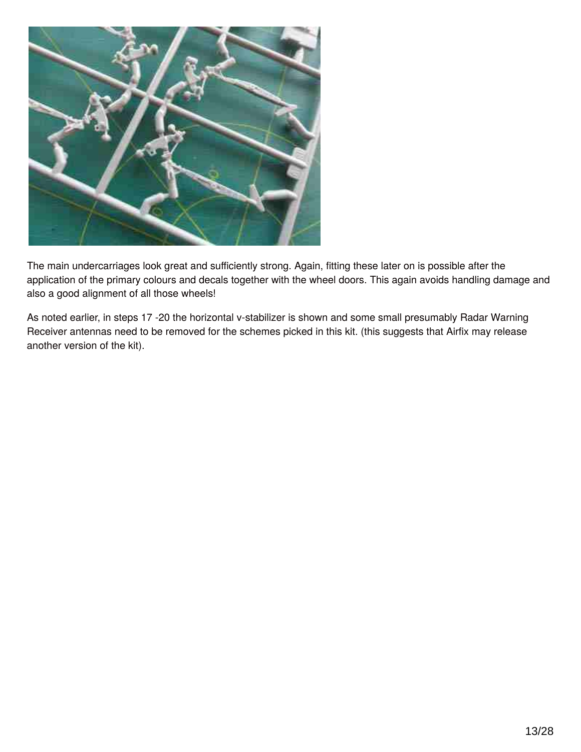The main undercarriages look great and sufficiently strong. Again, fitting these later on is possible after the application of the primary colours and decals together with the wheel doors. This again avoids handling damage and also a good alignment of all those wheels!

As noted earlier, in steps 17 -20 the horizontal v-stabilizer is shown and some small presumably Radar Warning Receiver antennas need to be removed for the schemes picked in this kit. (this suggests that Airfix may release another version of the kit).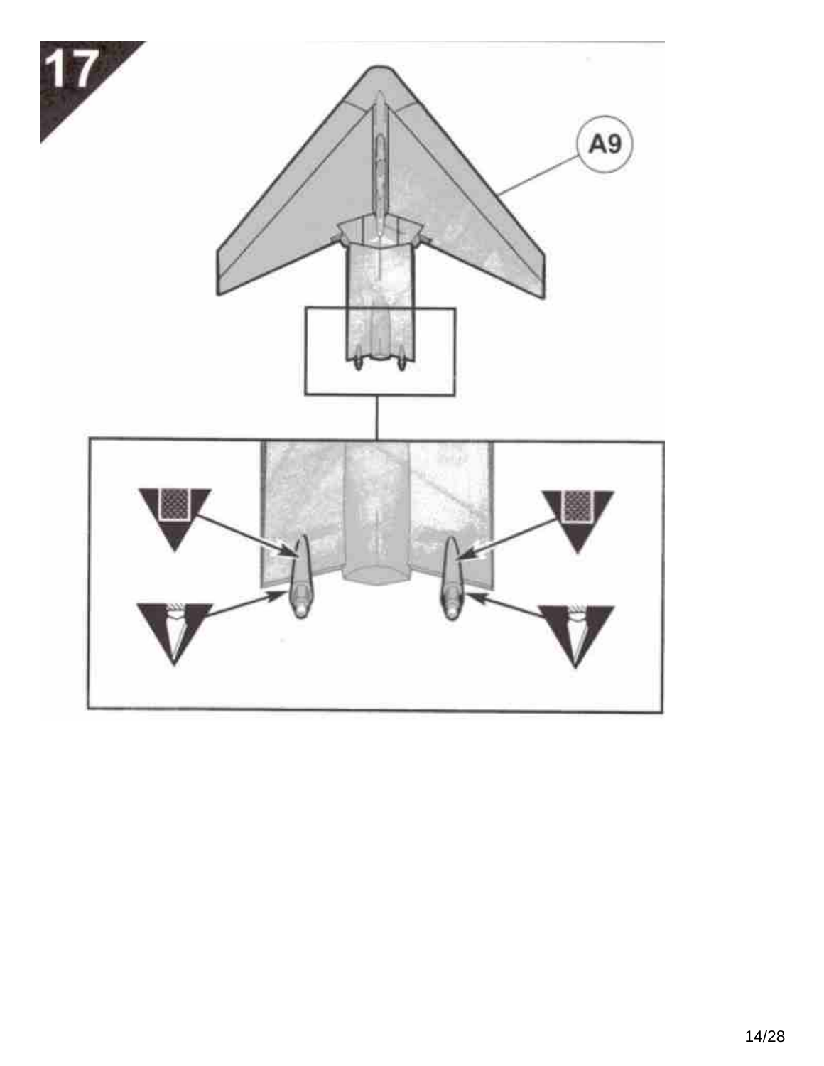17

A9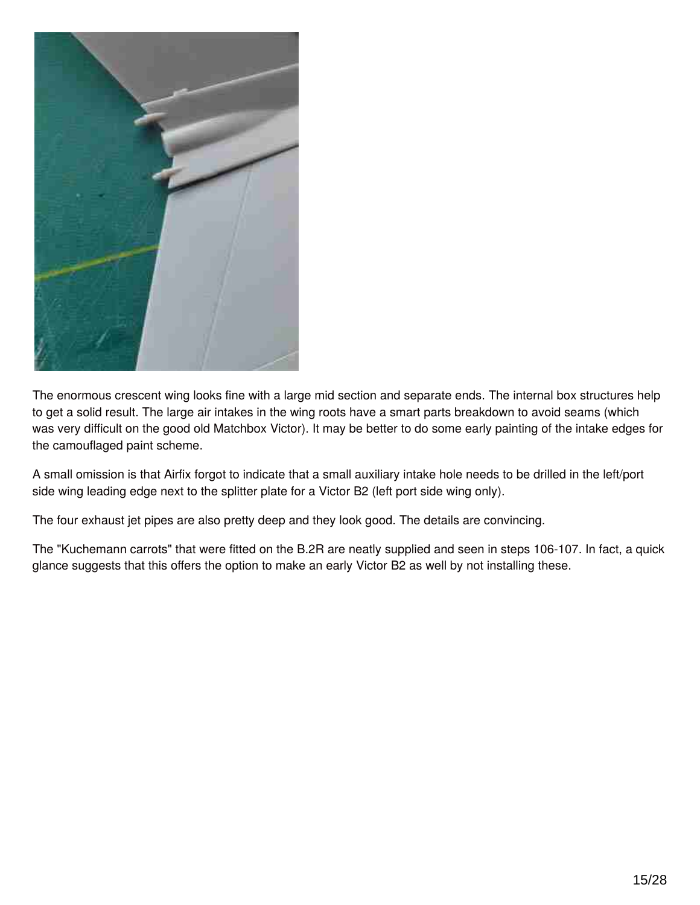The enormous crescent wing looks fine with a large mid section and separate ends. The internal box structures help to get a solid result. The large air intakes in the wing roots have a smart parts breakdown to avoid seams (which was very difficult on the good old Matchbox Victor). It may be better to do some early painting of the intake edges for the camouflaged paint scheme.

A small omission is that Airfix forgot to indicate that a small auxiliary intake hole needs to be drilled in the left/port side wing leading edge next to the splitter plate for a Victor B2 (left port side wing only).

The four exhaust jet pipes are also pretty deep and they look good. The details are convincing.

The "Kuchemann carrots" that were fitted on the B.2R are neatly supplied and seen in steps 106-107. In fact, a quick glance suggests that this offers the option to make an early Victor B2 as well by not installing these.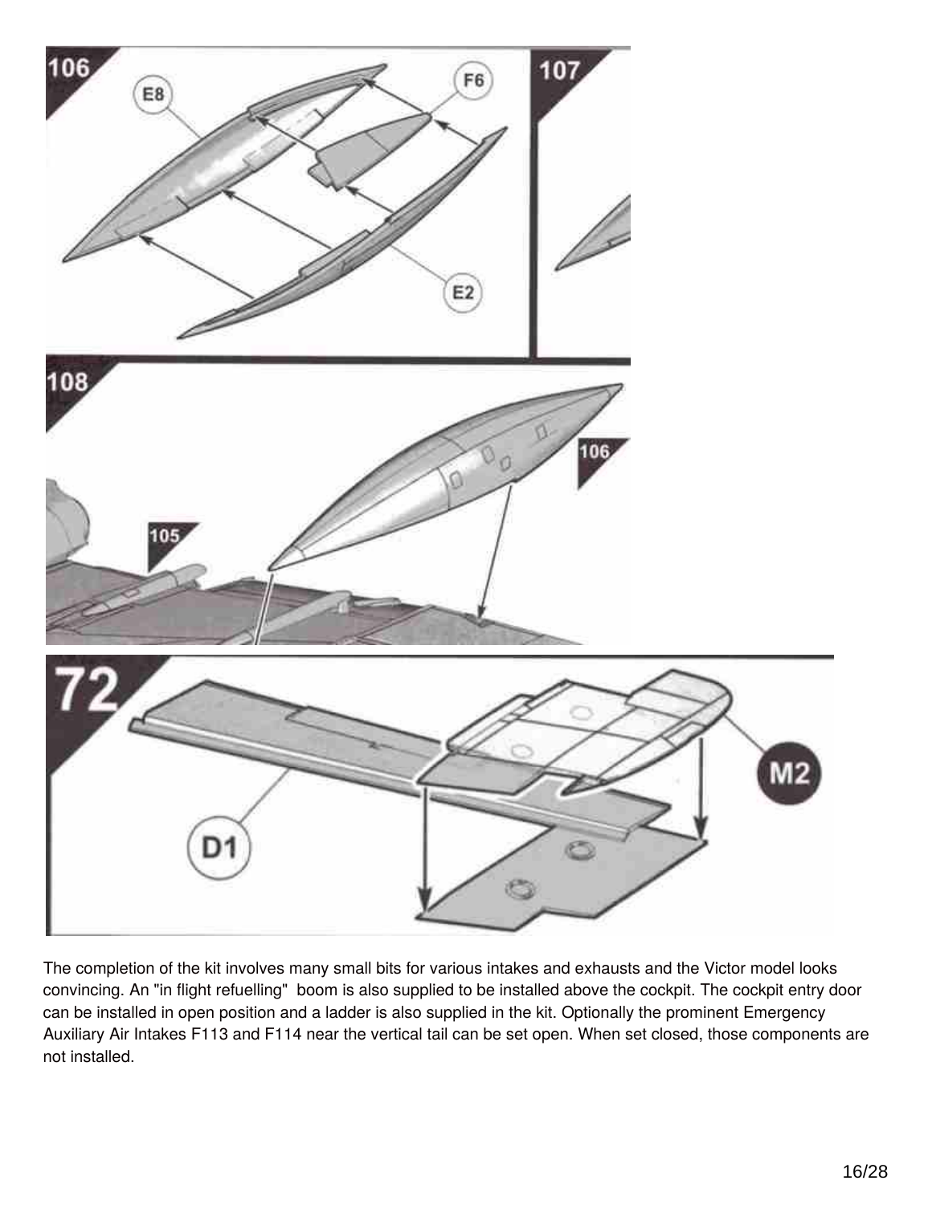The completion of the kit involves many small bits for various intakes and exhausts and the Victor model looks convincing. An "in flight refuelling"  boom is also supplied to be installed above the cockpit. The cockpit entry door can be installed in open position and a ladder is also supplied in the kit. Optionally the prominent Emergency Auxiliary Air Intakes F113 and F114 near the vertical tail can be set open. When set closed, those components are not installed.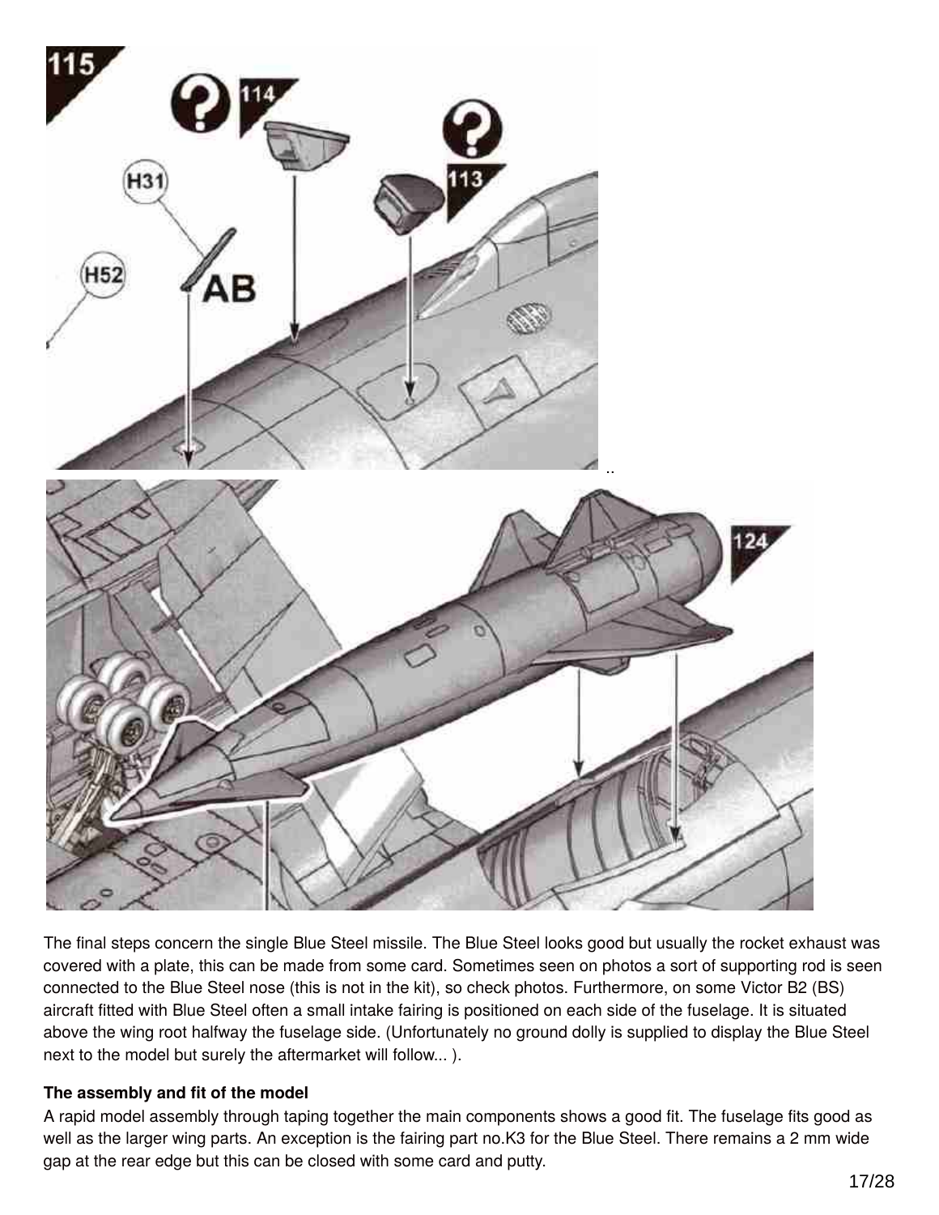The final steps concern the single Blue Steel missile. The Blue Steel looks good but usually the rocket exhaust was covered with a plate, this can be made from some card. Sometimes seen on photos a sort of supporting rod is seen connected to the Blue Steel nose (this is not in the kit), so check photos. Furthermore, on some Victor B2 (BS) aircraft fitted with Blue Steel often a small intake fairing is positioned on each side of the fuselage. It is situated above the wing root halfway the fuselage side. (Unfortunately no ground dolly is supplied to display the Blue Steel next to the model but surely the aftermarket will follow... ).

**The assembly and fit of the model**

A rapid model assembly through taping together the main components shows a good fit. The fuselage fits good as well as the larger wing parts. An exception is the fairing part no.K3 for the Blue Steel. There remains a 2 mm wide gap at the rear edge but this can be closed with some card and putty.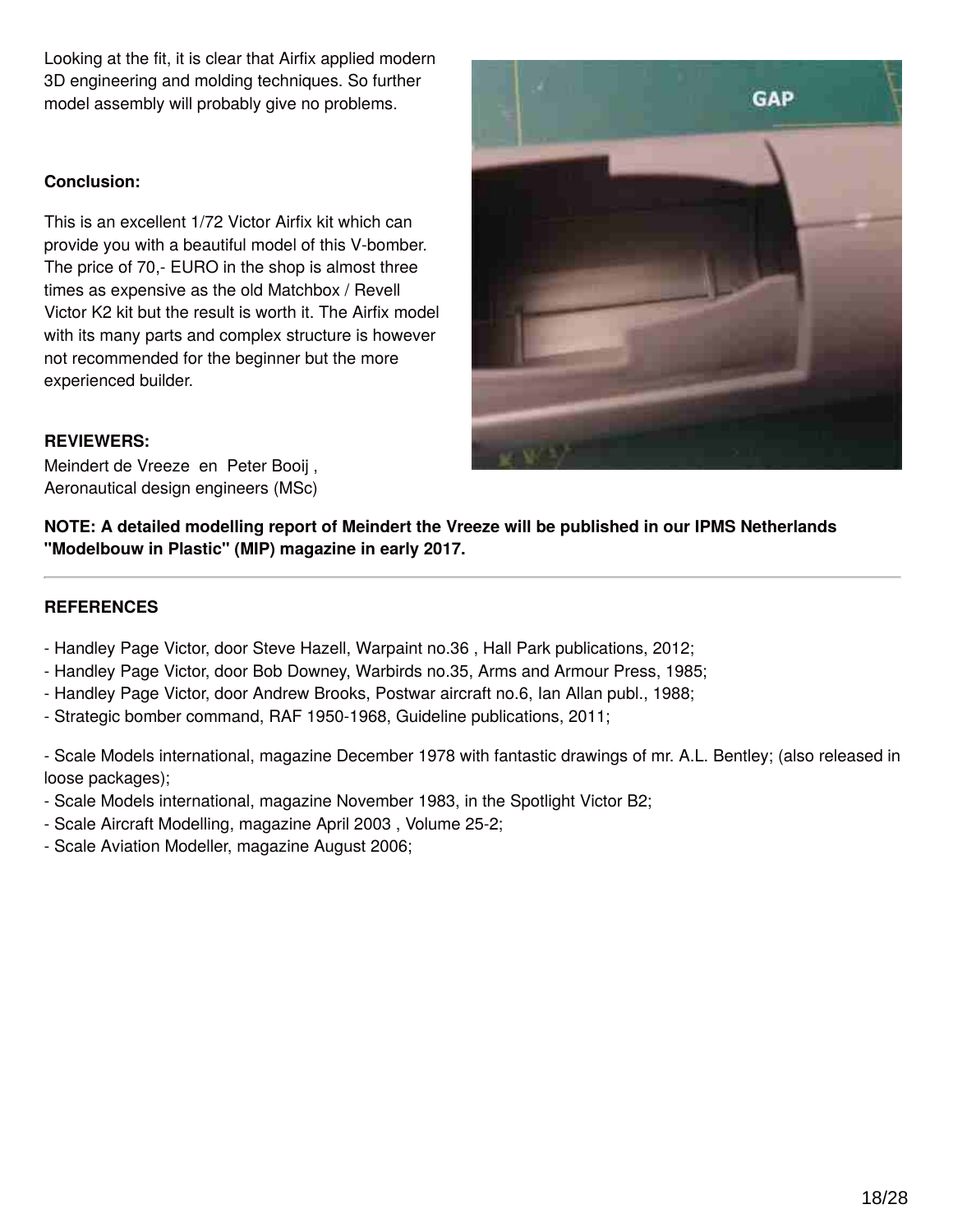Looking at the fit, it is clear that Airfix applied modern 3D engineering and molding techniques. So further model assembly will probably give no problems.

**Conclusion:**

This is an excellent 1/72 Victor Airfix kit which can provide you with a beautiful model of this V-bomber. The price of 70,- EURO in the shop is almost three times as expensive as the old Matchbox / Revell Victor K2 kit but the result is worth it. The Airfix model with its many parts and complex structure is however not recommended for the beginner but the more experienced builder.

**REVIEWERS:**
Meindert de Vreeze en Peter Booij ,
Aeronautical design engineers (MSc)

**NOTE: A detailed modelling report of Meindert the Vreeze will be published in our IPMS Netherlands "Modelbouw in Plastic" (MIP) magazine in early 2017.**

---

**REFERENCES**

- Handley Page Victor, door Steve Hazell, Warpaint no.36 , Hall Park publications, 2012;
- Handley Page Victor, door Bob Downey, Warbirds no.35, Arms and Armour Press, 1985;
- Handley Page Victor, door Andrew Brooks, Postwar aircraft no.6, Ian Allan publ., 1988;
- Strategic bomber command, RAF 1950-1968, Guideline publications, 2011;

- Scale Models international, magazine December 1978 with fantastic drawings of mr. A.L. Bentley; (also released in loose packages);
- Scale Models international, magazine November 1983, in the Spotlight Victor B2;
- Scale Aircraft Modelling, magazine April 2003 , Volume 25-2;
- Scale Aviation Modeller, magazine August 2006;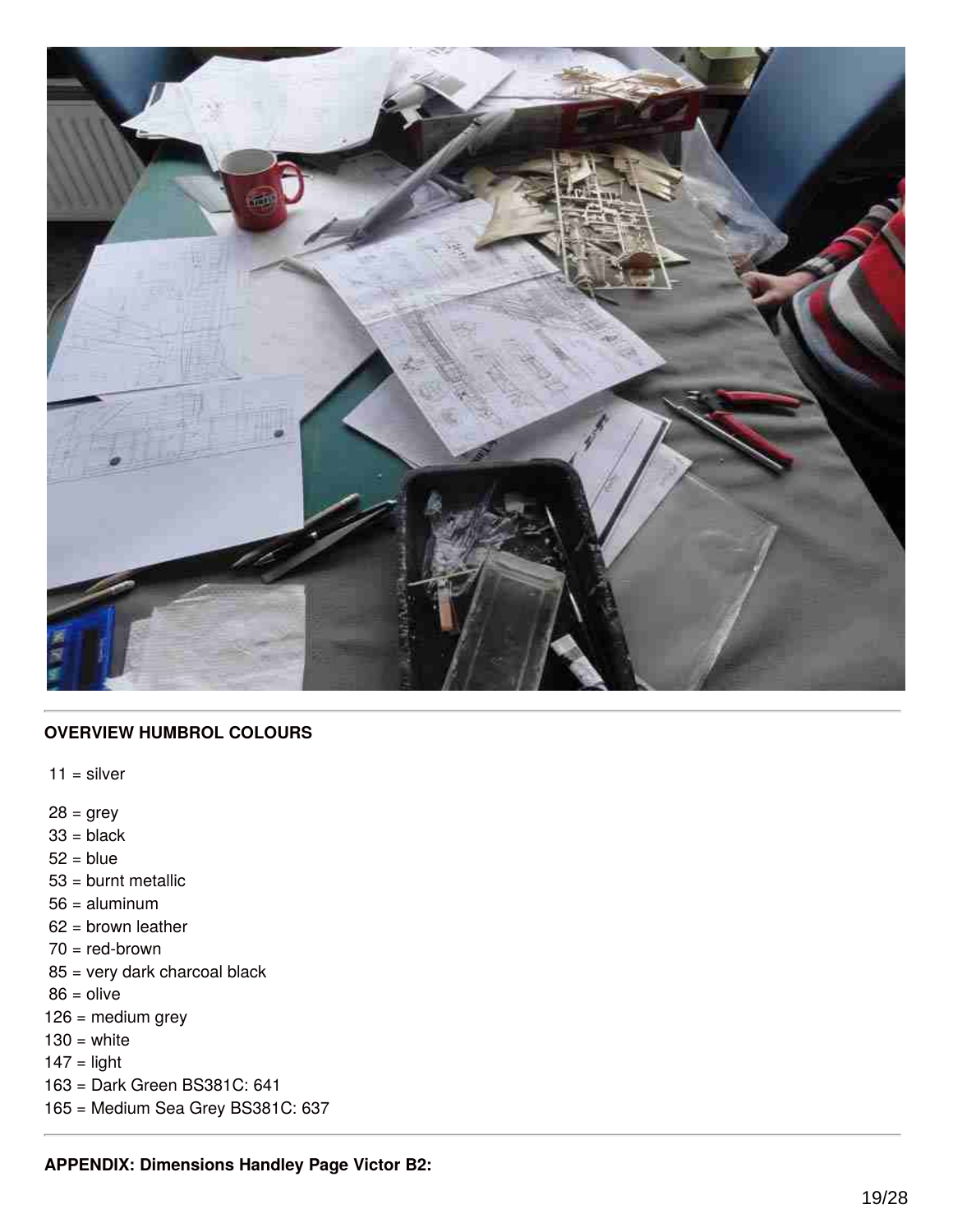**OVERVIEW HUMBROL COLOURS**

11 = silver

28 = grey
33 = black
52 = blue
53 = burnt metallic
56 = aluminum
62 = brown leather
70 = red-brown
85 = very dark charcoal black
86 = olive
126 = medium grey
130 = white
147 = light
163 = Dark Green BS381C: 641
165 = Medium Sea Grey BS381C: 637

**APPENDIX: Dimensions Handley Page Victor B2:**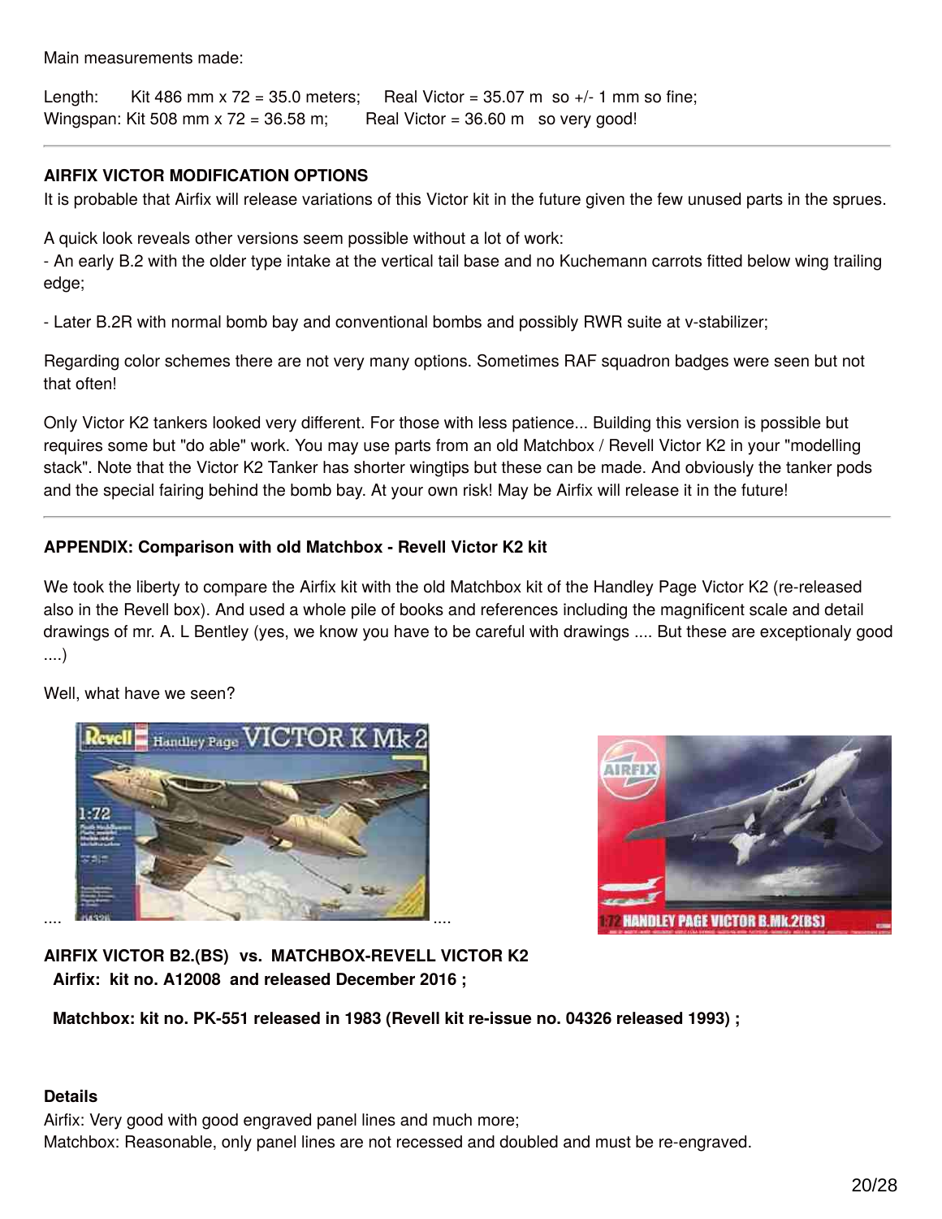Main measurements made:

Length: Kit 486 mm x 72 = 35.0 meters; Real Victor = 35.07 m so +/- 1 mm so fine;
Wingspan: Kit 508 mm x 72 = 36.58 m; Real Victor = 36.60 m so very good!

---

**AIRFIX VICTOR MODIFICATION OPTIONS**

It is probable that Airfix will release variations of this Victor kit in the future given the few unused parts in the sprues.

A quick look reveals other versions seem possible without a lot of work:
- An early B.2 with the older type intake at the vertical tail base and no Kuchemann carrots fitted below wing trailing edge;

- Later B.2R with normal bomb bay and conventional bombs and possibly RWR suite at v-stabilizer;

Regarding color schemes there are not very many options. Sometimes RAF squadron badges were seen but not that often!

Only Victor K2 tankers looked very different. For those with less patience... Building this version is possible but requires some but "do able" work. You may use parts from an old Matchbox / Revell Victor K2 in your "modelling stack". Note that the Victor K2 Tanker has shorter wingtips but these can be made. And obviously the tanker pods and the special fairing behind the bomb bay. At your own risk! May be Airfix will release it in the future!

---

**APPENDIX: Comparison with old Matchbox - Revell Victor K2 kit**

We took the liberty to compare the Airfix kit with the old Matchbox kit of the Handley Page Victor K2 (re-released also in the Revell box). And used a whole pile of books and references including the magnificent scale and detail drawings of mr. A. L Bentley (yes, we know you have to be careful with drawings .... But these are exceptionaly good ....)

Well, what have we seen?

.... ....

**AIRFIX VICTOR B2.(BS) vs. MATCHBOX-REVELL VICTOR K2**
**Airfix: kit no. A12008 and released December 2016 ;**

**Matchbox: kit no. PK-551 released in 1983 (Revell kit re-issue no. 04326 released 1993) ;**

**Details**
Airfix: Very good with good engraved panel lines and much more;
Matchbox: Reasonable, only panel lines are not recessed and doubled and must be re-engraved.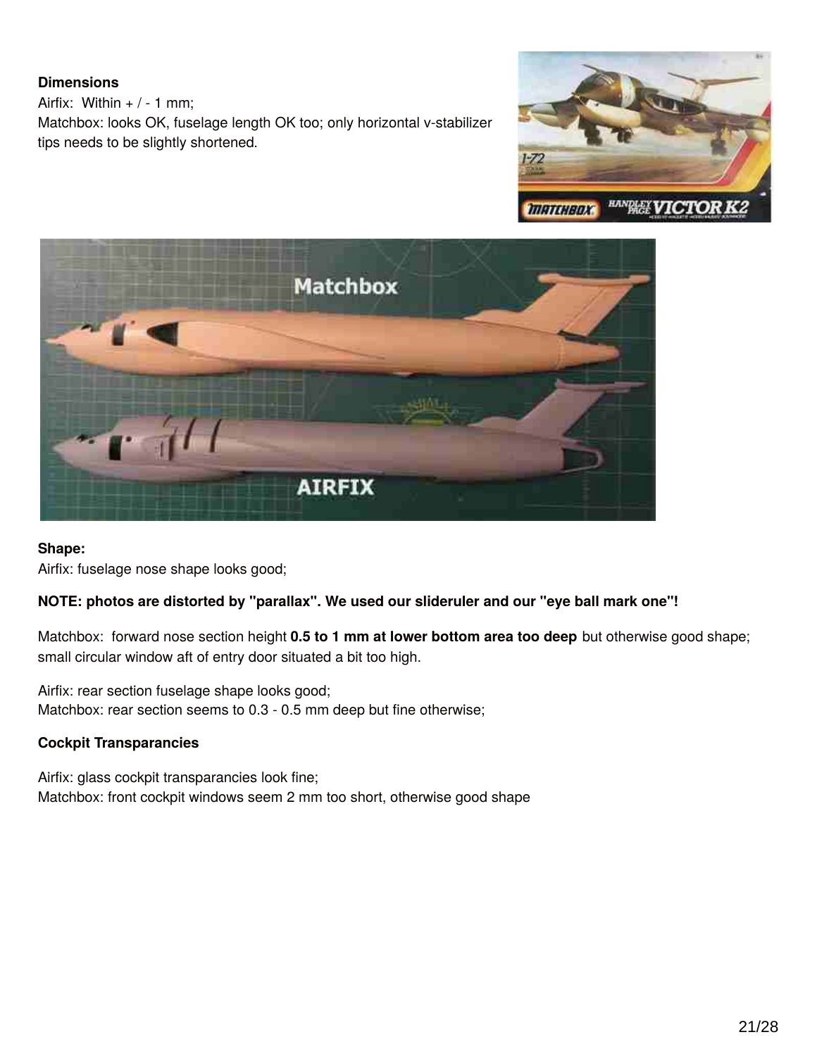**Dimensions**

Airfix: Within + / - 1 mm;

Matchbox: looks OK, fuselage length OK too; only horizontal v-stabilizer tips needs to be slightly shortened.

**Shape:**

Airfix: fuselage nose shape looks good;

**NOTE: photos are distorted by "parallax". We used our slideruler and our "eye ball mark one"!**

Matchbox: forward nose section height **0.5 to 1 mm at lower bottom area too deep** but otherwise good shape; small circular window aft of entry door situated a bit too high.

Airfix: rear section fuselage shape looks good;

Matchbox: rear section seems to 0.3 - 0.5 mm deep but fine otherwise;

**Cockpit Transparancies**

Airfix: glass cockpit transparancies look fine;

Matchbox: front cockpit windows seem 2 mm too short, otherwise good shape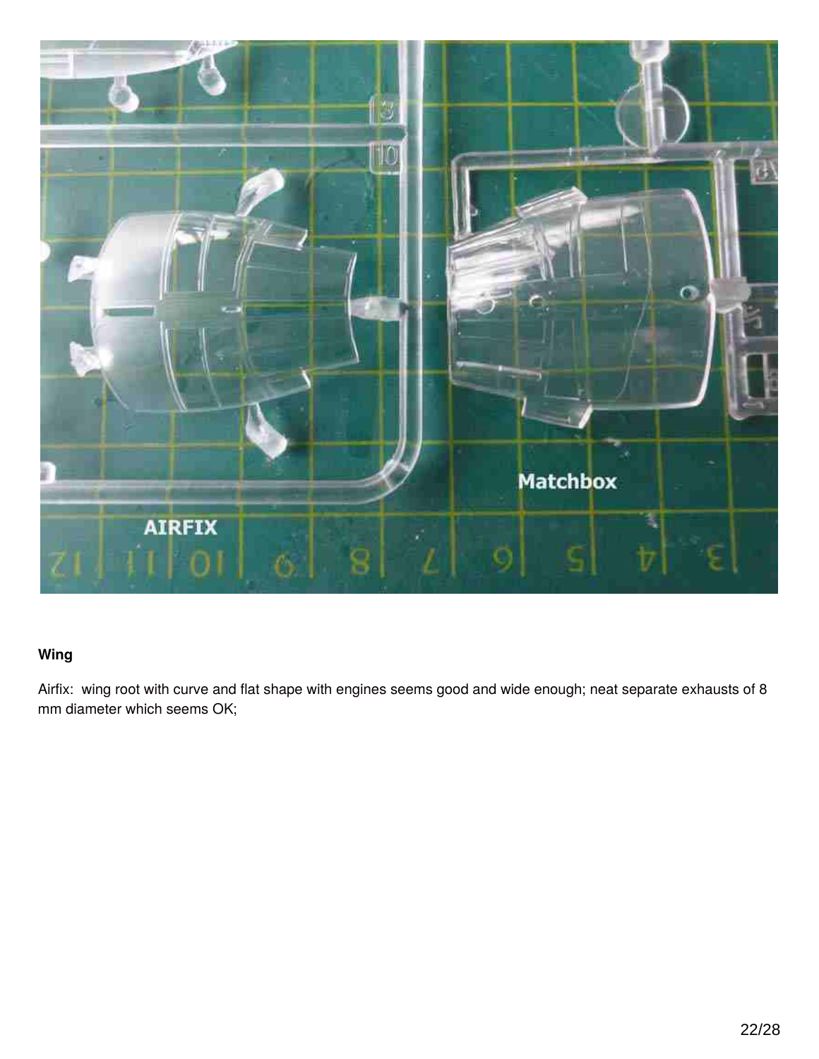**Wing**

Airfix: wing root with curve and flat shape with engines seems good and wide enough; neat separate exhausts of 8 mm diameter which seems OK;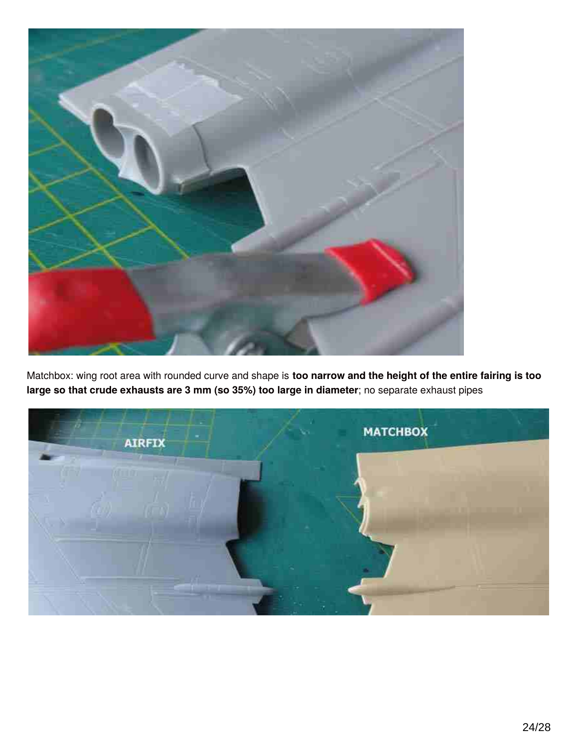Matchbox: wing root area with rounded curve and shape is **too narrow and the height of the entire fairing is too large so that crude exhausts are 3 mm (so 35%) too large in diameter**; no separate exhaust pipes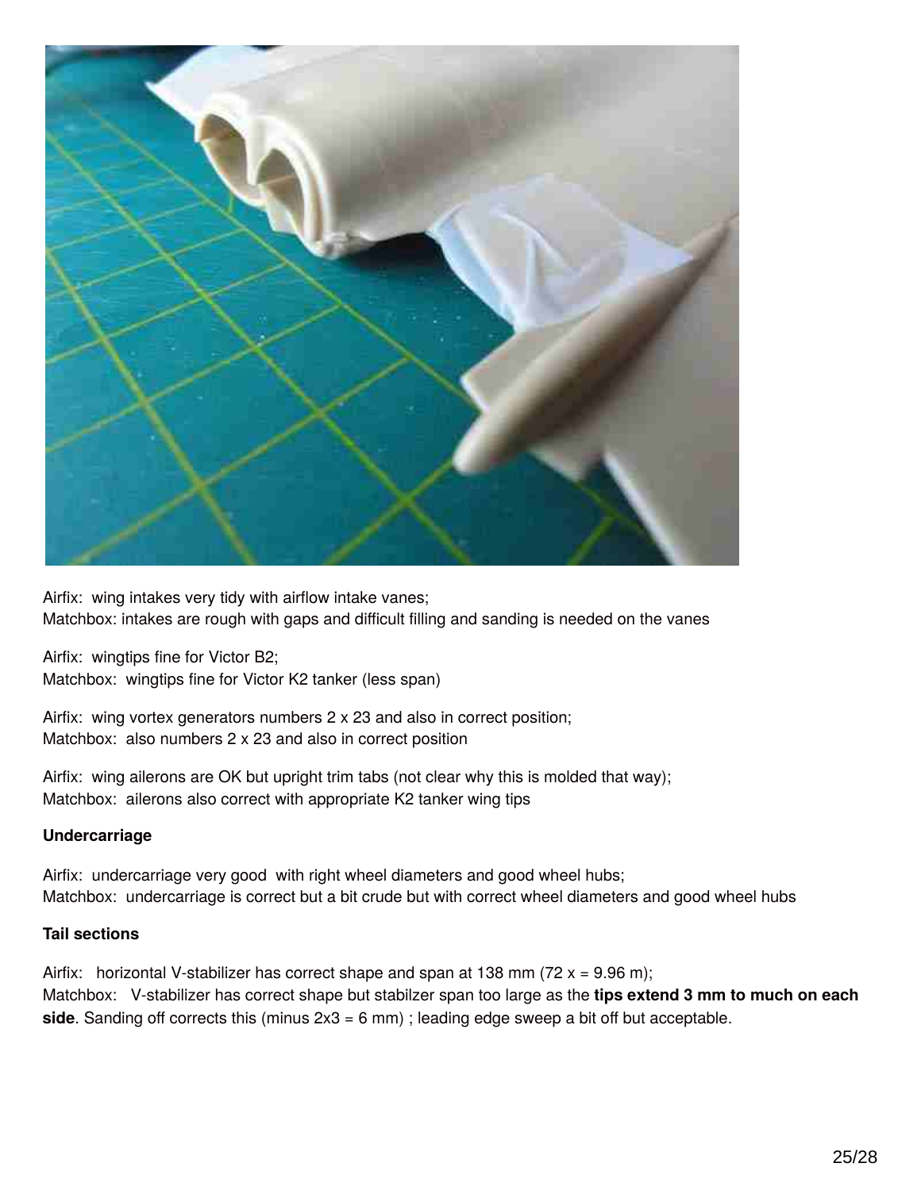Airfix: wing intakes very tidy with airflow intake vanes;
Matchbox: intakes are rough with gaps and difficult filling and sanding is needed on the vanes

Airfix: wingtips fine for Victor B2;
Matchbox: wingtips fine for Victor K2 tanker (less span)

Airfix: wing vortex generators numbers 2 x 23 and also in correct position;
Matchbox: also numbers 2 x 23 and also in correct position

Airfix: wing ailerons are OK but upright trim tabs (not clear why this is molded that way);
Matchbox: ailerons also correct with appropriate K2 tanker wing tips

**Undercarriage**

Airfix: undercarriage very good with right wheel diameters and good wheel hubs;
Matchbox: undercarriage is correct but a bit crude but with correct wheel diameters and good wheel hubs

**Tail sections**

Airfix: horizontal V-stabilizer has correct shape and span at 138 mm (72 x = 9.96 m);
Matchbox: V-stabilizer has correct shape but stabilzer span too large as the **tips extend 3 mm to much on each side**. Sanding off corrects this (minus 2x3 = 6 mm) ; leading edge sweep a bit off but acceptable.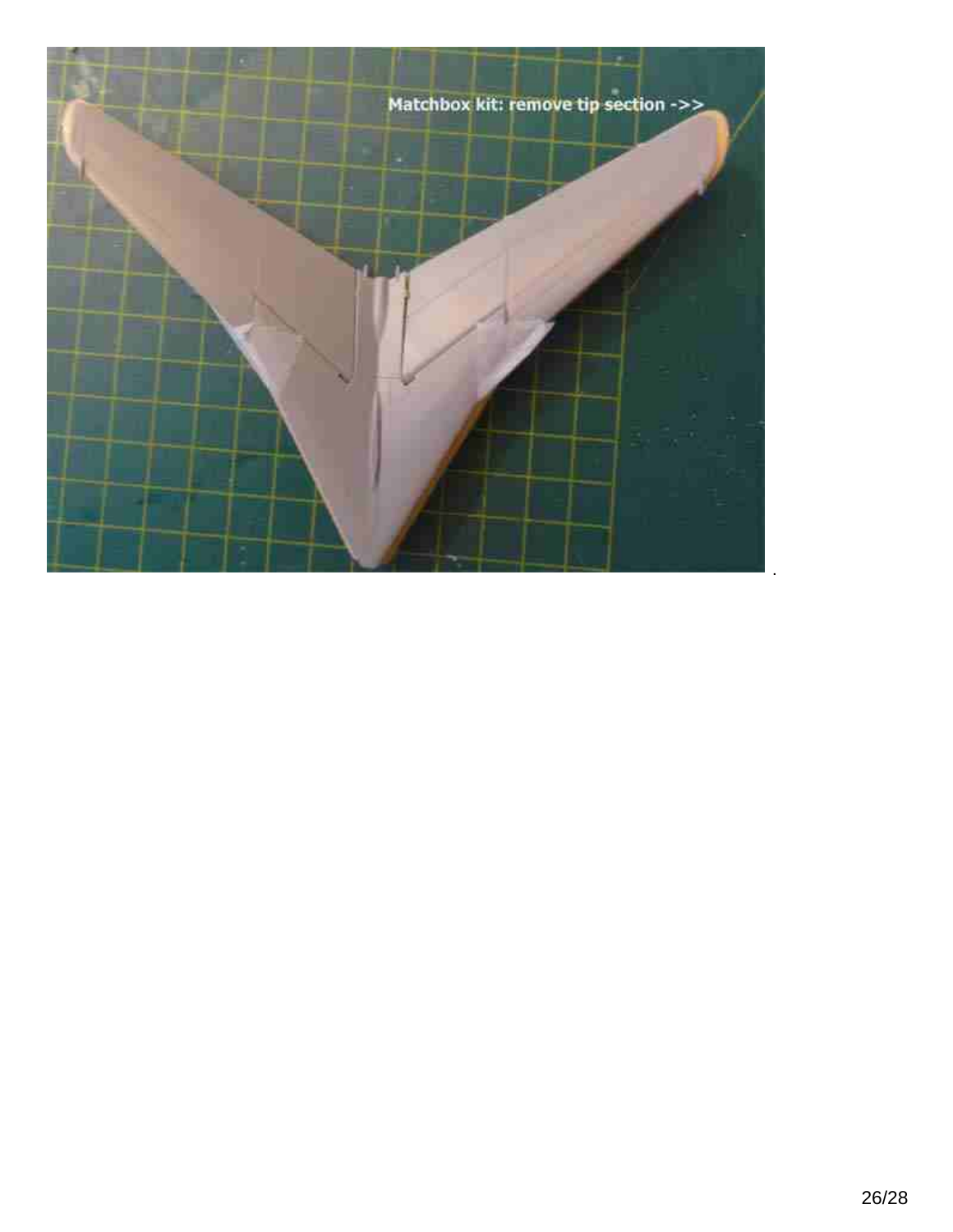Matchbox kit: remove tip section ->>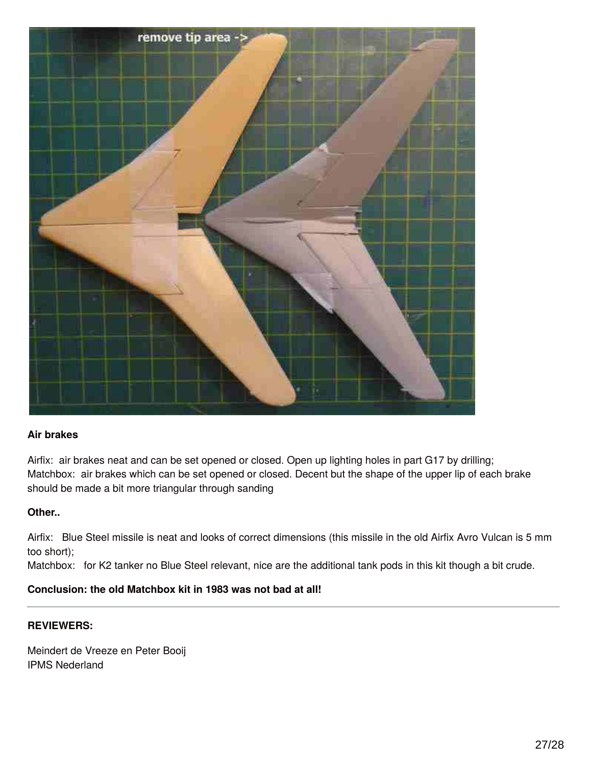**Air brakes**

Airfix: air brakes neat and can be set opened or closed. Open up lighting holes in part G17 by drilling;
Matchbox: air brakes which can be set opened or closed. Decent but the shape of the upper lip of each brake should be made a bit more triangular through sanding

**Other..**

Airfix: Blue Steel missile is neat and looks of correct dimensions (this missile in the old Airfix Avro Vulcan is 5 mm too short);
Matchbox: for K2 tanker no Blue Steel relevant, nice are the additional tank pods in this kit though a bit crude.

**Conclusion: the old Matchbox kit in 1983 was not bad at all!**

---

**REVIEWERS:**

Meindert de Vreeze en Peter Booij
IPMS Nederland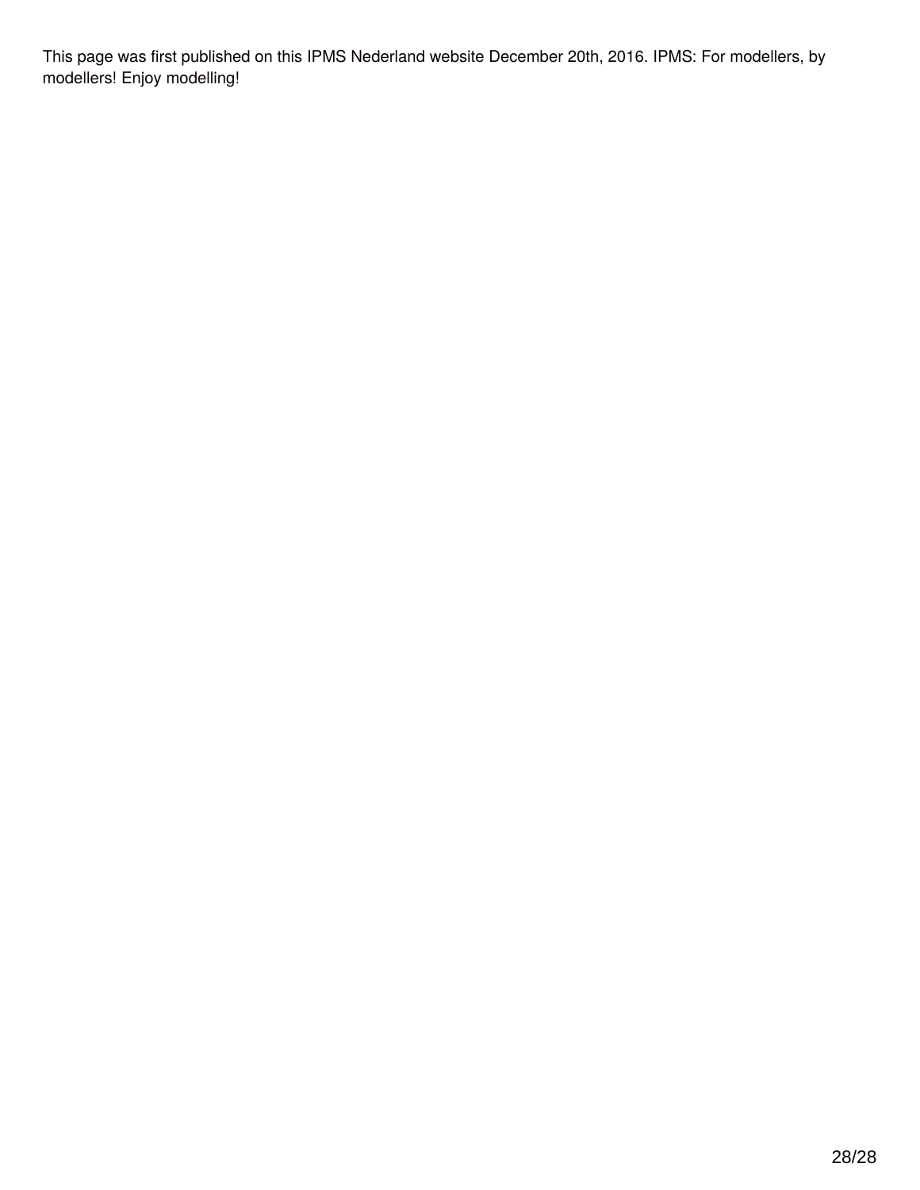This page was first published on this IPMS Nederland website December 20th, 2016. IPMS: For modellers, by modellers! Enjoy modelling!